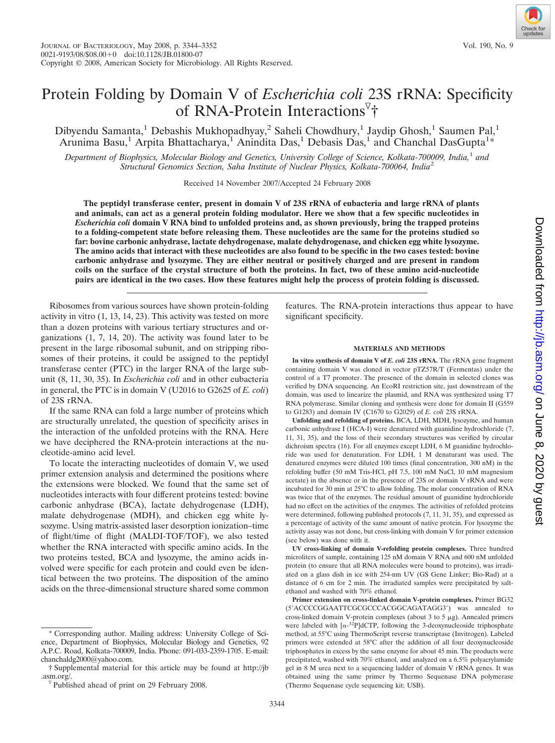# Protein Folding by Domain V of *Escherichia coli* 23S rRNA: Specificity of RNA-Protein Interactions[▽]†

Dibyendu Samanta,[1] Debashis Mukhopadhyay,[2] Saheli Chowdhury,[1] Jaydip Ghosh,[1] Saumen Pal,[1] Arunima Basu,[1] Arpita Bhattacharya,[1] Anindita Das,[1] Debasis Das,[1] and Chanchal DasGupta[1]*

*Department of Biophysics, Molecular Biology and Genetics, University College of Science, Kolkata-700009, India,[1] and Structural Genomics Section, Saha Institute of Nuclear Physics, Kolkata-700064, India[2]*

Received 14 November 2007/Accepted 24 February 2008

**The peptidyl transferase center, present in domain V of 23S rRNA of eubacteria and large rRNA of plants and animals, can act as a general protein folding modulator. Here we show that a few specific nucleotides in *Escherichia coli* domain V RNA bind to unfolded proteins and, as shown previously, bring the trapped proteins to a folding-competent state before releasing them. These nucleotides are the same for the proteins studied so far: bovine carbonic anhydrase, lactate dehydrogenase, malate dehydrogenase, and chicken egg white lysozyme. The amino acids that interact with these nucleotides are also found to be specific in the two cases tested: bovine carbonic anhydrase and lysozyme. They are either neutral or positively charged and are present in random coils on the surface of the crystal structure of both the proteins. In fact, two of these amino acid-nucleotide pairs are identical in the two cases. How these features might help the process of protein folding is discussed.**

Ribosomes from various sources have shown protein-folding activity in vitro (1, 13, 14, 23). This activity was tested on more than a dozen proteins with various tertiary structures and organizations (1, 7, 14, 20). The activity was found later to be present in the large ribosomal subunit, and on stripping ribosomes of their proteins, it could be assigned to the peptidyl transferase center (PTC) in the larger RNA of the large subunit (8, 11, 30, 35). In *Escherichia coli* and in other eubacteria in general, the PTC is in domain V (U2016 to G2625 of *E. coli*) of 23S rRNA.

If the same RNA can fold a large number of proteins which are structurally unrelated, the question of specificity arises in the interaction of the unfolded proteins with the RNA. Here we have deciphered the RNA-protein interactions at the nucleotide-amino acid level.

To locate the interacting nucleotides of domain V, we used primer extension analysis and determined the positions where the extensions were blocked. We found that the same set of nucleotides interacts with four different proteins tested: bovine carbonic anhydrase (BCA), lactate dehydrogenase (LDH), malate dehydrogenase (MDH), and chicken egg white lysozyme. Using matrix-assisted laser desorption ionization–time of flight/time of flight (MALDI-TOF/TOF), we also tested whether the RNA interacted with specific amino acids. In the two proteins tested, BCA and lysozyme, the amino acids involved were specific for each protein and could even be identical between the two proteins. The disposition of the amino acids on the three-dimensional structure shared some common features. The RNA-protein interactions thus appear to have significant specificity.

## MATERIALS AND METHODS

**In vitro synthesis of domain V of *E. coli* 23S rRNA.** The rRNA gene fragment containing domain V was cloned in vector pTZ57R/T (Fermentas) under the control of a T7 promoter. The presence of the domain in selected clones was verified by DNA sequencing. An EcoRI restriction site, just downstream of the domain, was used to linearize the plasmid, and RNA was synthesized using T7 RNA polymerase. Similar cloning and synthesis were done for domain II (G559 to G1283) and domain IV (C1670 to G2029) of *E. coli* 23S rRNA.

**Unfolding and refolding of proteins.** BCA, LDH, MDH, lysozyme, and human carbonic anhydrase I (HCA-I) were denatured with guanidine hydrochloride (7, 11, 31, 35), and the loss of their secondary structures was verified by circular dichroism spectra (16). For all enzymes except LDH, 6 M guanidine hydrochloride was used for denaturation. For LDH, 1 M denaturant was used. The denatured enzymes were diluted 100 times (final concentration, 300 nM) in the refolding buffer (50 mM Tris-HCl, pH 7.5, 100 mM NaCl, 10 mM magnesium acetate) in the absence or in the presence of 23S or domain V rRNA and were incubated for 30 min at 25°C to allow folding. The molar concentration of RNA was twice that of the enzymes. The residual amount of guanidine hydrochloride had no effect on the activities of the enzymes. The activities of refolded proteins were determined, following published protocols (7, 11, 31, 35), and expressed as a percentage of activity of the same amount of native protein. For lysozyme the activity assay was not done, but cross-linking with domain V for primer extension (see below) was done with it.

**UV cross-linking of domain V-refolding protein complexes.** Three hundred microliters of sample, containing 125 nM domain V RNA and 600 nM unfolded protein (to ensure that all RNA molecules were bound to proteins), was irradiated on a glass dish in ice with 254-nm UV (GS Gene Linker; Bio-Rad) at a distance of 6 cm for 2 min. The irradiated samples were precipitated by salt-ethanol and washed with 70% ethanol.

**Primer extension on cross-linked domain V-protein complexes.** Primer BG32 (5′ACCCCGGAATTCGCGCCCACGGCAGATAGG3′) was annealed to cross-linked domain V-protein complexes (about 3 to 5 μg). Annealed primers were labeled with [α-$^{32}$P]dCTP, following the 3-deoxynucleoside triphosphate method, at 55°C using ThermoScript reverse transcriptase (Invitrogen). Labeled primers were extended at 58°C after the addition of all four deoxynucleoside triphosphates in excess by the same enzyme for about 45 min. The products were precipitated, washed with 70% ethanol, and analyzed on a 6.5% polyacrylamide gel in 8 M urea next to a sequencing ladder of domain V rRNA genes. It was obtained using the same primer by Thermo Sequenase DNA polymerase (Thermo Sequenase cycle sequencing kit; USB).

* Corresponding author. Mailing address: University College of Science, Department of Biophysics, Molecular Biology and Genetics, 92 A.P.C. Road, Kolkata-700009, India. Phone: 091-033-2359-1705. E-mail: chanchaldg2000@yahoo.com.

† Supplemental material for this article may be found at http://jb.asm.org/.

▽ Published ahead of print on 29 February 2008.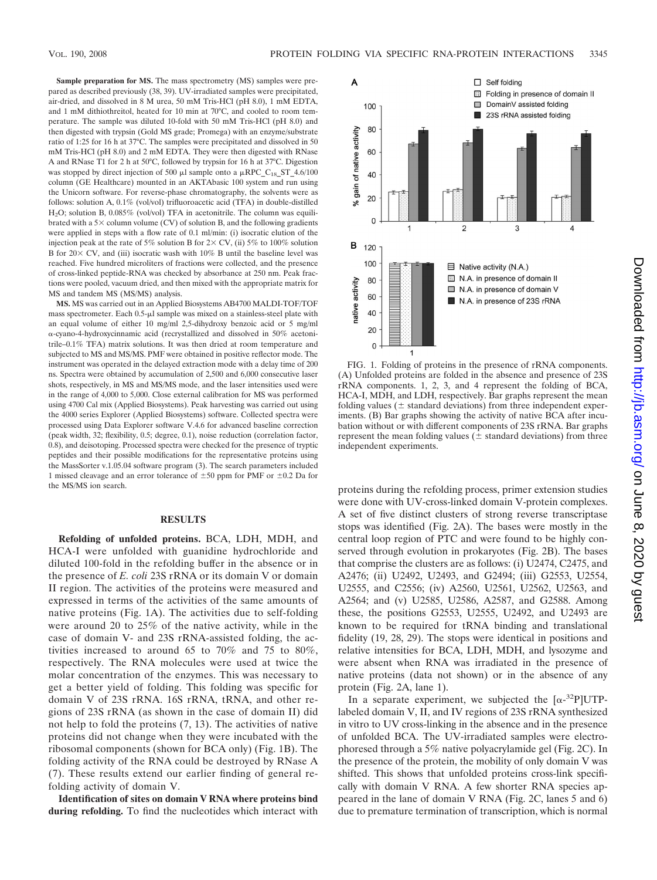**Sample preparation for MS.** The mass spectrometry (MS) samples were prepared as described previously (38, 39). UV-irradiated samples were precipitated, air-dried, and dissolved in 8 M urea, 50 mM Tris-HCl (pH 8.0), 1 mM EDTA, and 1 mM dithiothreitol, heated for 10 min at 70°C, and cooled to room temperature. The sample was diluted 10-fold with 50 mM Tris-HCl (pH 8.0) and then digested with trypsin (Gold MS grade; Promega) with an enzyme/substrate ratio of 1:25 for 16 h at 37°C. The samples were precipitated and dissolved in 50 mM Tris-HCl (pH 8.0) and 2 mM EDTA. They were then digested with RNase A and RNase T1 for 2 h at 50°C, followed by trypsin for 16 h at 37°C. Digestion was stopped by direct injection of 500 μl sample onto a μRPC_$C_{18}$_ST_4.6/100 column (GE Healthcare) mounted in an AKTAbasic 100 system and run using the Unicorn software. For reverse-phase chromatography, the solvents were as follows: solution A, 0.1% (vol/vol) trifluoroacetic acid (TFA) in double-distilled $H_2O$; solution B, 0.085% (vol/vol) TFA in acetonitrile. The column was equilibrated with a 5× column volume (CV) of solution B, and the following gradients were applied in steps with a flow rate of 0.1 ml/min: (i) isocratic elution of the injection peak at the rate of 5% solution B for 2× CV, (ii) 5% to 100% solution B for 20× CV, and (iii) isocratic wash with 10% B until the baseline level was reached. Five hundred microliters of fractions were collected, and the presence of cross-linked peptide-RNA was checked by absorbance at 250 nm. Peak fractions were pooled, vacuum dried, and then mixed with the appropriate matrix for MS and tandem MS (MS/MS) analysis.

**MS.** MS was carried out in an Applied Biosystems AB4700 MALDI-TOF/TOF mass spectrometer. Each 0.5-μl sample was mixed on a stainless-steel plate with an equal volume of either 10 mg/ml 2,5-dihydroxy benzoic acid or 5 mg/ml α-cyano-4-hydroxycinnamic acid (recrystallized and dissolved in 50% acetonitrile–0.1% TFA) matrix solutions. It was then dried at room temperature and subjected to MS and MS/MS. PMF were obtained in positive reflector mode. The instrument was operated in the delayed extraction mode with a delay time of 200 ns. Spectra were obtained by accumulation of 2,500 and 6,000 consecutive laser shots, respectively, in MS and MS/MS mode, and the laser intensities used were in the range of 4,000 to 5,000. Close external calibration for MS was performed using 4700 Cal mix (Applied Biosystems). Peak harvesting was carried out using the 4000 series Explorer (Applied Biosystems) software. Collected spectra were processed using Data Explorer software V.4.6 for advanced baseline correction (peak width, 32; flexibility, 0.5; degree, 0.1), noise reduction (correlation factor, 0.8), and deisotoping. Processed spectra were checked for the presence of tryptic peptides and their possible modifications for the representative proteins using the MassSorter v.1.05.04 software program (3). The search parameters included 1 missed cleavage and an error tolerance of ±50 ppm for PMF or ±0.2 Da for the MS/MS ion search.

## RESULTS

**Refolding of unfolded proteins.** BCA, LDH, MDH, and HCA-I were unfolded with guanidine hydrochloride and diluted 100-fold in the refolding buffer in the absence or in the presence of *E. coli* 23S rRNA or its domain V or domain II region. The activities of the proteins were measured and expressed in terms of the activities of the same amounts of native proteins (Fig. 1A). The activities due to self-folding were around 20 to 25% of the native activity, while in the case of domain V- and 23S rRNA-assisted folding, the activities increased to around 65 to 70% and 75 to 80%, respectively. The RNA molecules were used at twice the molar concentration of the enzymes. This was necessary to get a better yield of folding. This folding was specific for domain V of 23S rRNA. 16S rRNA, tRNA, and other regions of 23S rRNA (as shown in the case of domain II) did not help to fold the proteins (7, 13). The activities of native proteins did not change when they were incubated with the ribosomal components (shown for BCA only) (Fig. 1B). The folding activity of the RNA could be destroyed by RNase A (7). These results extend our earlier finding of general refolding activity of domain V.

**Identification of sites on domain V RNA where proteins bind during refolding.** To find the nucleotides which interact with proteins during the refolding process, primer extension studies were done with UV-cross-linked domain V-protein complexes. A set of five distinct clusters of strong reverse transcriptase stops was identified (Fig. 2A). The bases were mostly in the central loop region of PTC and were found to be highly conserved through evolution in prokaryotes (Fig. 2B). The bases that comprise the clusters are as follows: (i) U2474, C2475, and A2476; (ii) U2492, U2493, and G2494; (iii) G2553, U2554, U2555, and C2556; (iv) A2560, U2561, U2562, U2563, and A2564; and (v) U2585, U2586, A2587, and G2588. Among these, the positions G2553, U2555, U2492, and U2493 are known to be required for tRNA binding and translational fidelity (19, 28, 29). The stops were identical in positions and relative intensities for BCA, LDH, MDH, and lysozyme and were absent when RNA was irradiated in the presence of native proteins (data not shown) or in the absence of any protein (Fig. 2A, lane 1).

In a separate experiment, we subjected the [α-$^{32}$P]UTP-labeled domain V, II, and IV regions of 23S rRNA synthesized in vitro to UV cross-linking in the absence and in the presence of unfolded BCA. The UV-irradiated samples were electrophoresed through a 5% native polyacrylamide gel (Fig. 2C). In the presence of the protein, the mobility of only domain V was shifted. This shows that unfolded proteins cross-link specifically with domain V RNA. A few shorter RNA species appeared in the lane of domain V RNA (Fig. 2C, lanes 5 and 6) due to premature termination of transcription, which is normal

FIG. 1. Folding of proteins in the presence of rRNA components. (A) Unfolded proteins are folded in the absence and presence of 23S rRNA components. 1, 2, 3, and 4 represent the folding of BCA, HCA-I, MDH, and LDH, respectively. Bar graphs represent the mean folding values (± standard deviations) from three independent experiments. (B) Bar graphs showing the activity of native BCA after incubation without or with different components of 23S rRNA. Bar graphs represent the mean folding values (± standard deviations) from three independent experiments.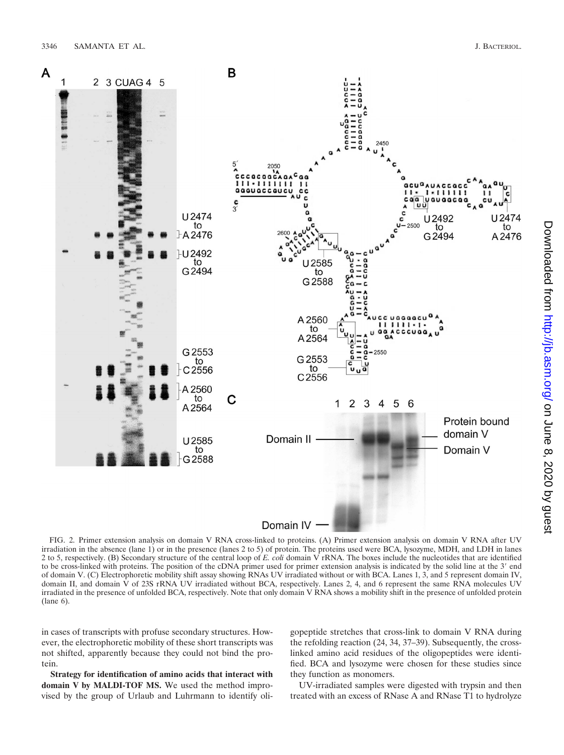FIG. 2. Primer extension analysis on domain V RNA cross-linked to proteins. (A) Primer extension analysis on domain V RNA after UV irradiation in the absence (lane 1) or in the presence (lanes 2 to 5) of protein. The proteins used were BCA, lysozyme, MDH, and LDH in lanes 2 to 5, respectively. (B) Secondary structure of the central loop of *E. coli* domain V rRNA. The boxes include the nucleotides that are identified to be cross-linked with proteins. The position of the cDNA primer used for primer extension analysis is indicated by the solid line at the 3′ end of domain V. (C) Electrophoretic mobility shift assay showing RNAs UV irradiated without or with BCA. Lanes 1, 3, and 5 represent domain IV, domain II, and domain V of 23S rRNA UV irradiated without BCA, respectively. Lanes 2, 4, and 6 represent the same RNA molecules UV irradiated in the presence of unfolded BCA, respectively. Note that only domain V RNA shows a mobility shift in the presence of unfolded protein (lane 6).

in cases of transcripts with profuse secondary structures. However, the electrophoretic mobility of these short transcripts was not shifted, apparently because they could not bind the protein.

**Strategy for identification of amino acids that interact with domain V by MALDI-TOF MS.** We used the method improvised by the group of Urlaub and Luhrmann to identify oligopeptide stretches that cross-link to domain V RNA during the refolding reaction (24, 34, 37–39). Subsequently, the cross-linked amino acid residues of the oligopeptides were identified. BCA and lysozyme were chosen for these studies since they function as monomers.

UV-irradiated samples were digested with trypsin and then treated with an excess of RNase A and RNase T1 to hydrolyze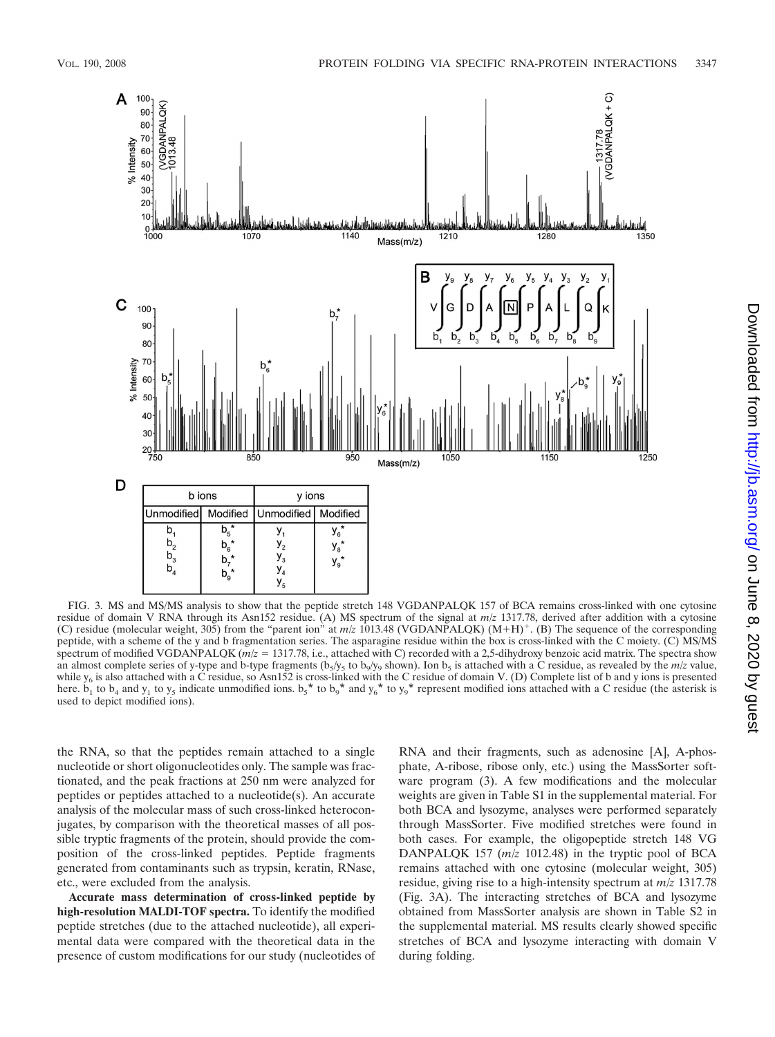FIG. 3. MS and MS/MS analysis to show that the peptide stretch 148 VGDANPALQK 157 of BCA remains cross-linked with one cytosine residue of domain V RNA through its Asn152 residue. (A) MS spectrum of the signal at $m/z$ 1317.78, derived after addition with a cytosine (C) residue (molecular weight, 305) from the "parent ion" at $m/z$ 1013.48 (VGDANPALQK) $(M+H)^+$. (B) The sequence of the corresponding peptide, with a scheme of the y and b fragmentation series. The asparagine residue within the box is cross-linked with the C moiety. (C) MS/MS spectrum of modified VGDANPALQK ($m/z$ = 1317.78, i.e., attached with C) recorded with a 2,5-dihydroxy benzoic acid matrix. The spectra show an almost complete series of y-type and b-type fragments ($b_5/y_5$ to $b_9/y_9$ shown). Ion $b_5$ is attached with a C residue, as revealed by the $m/z$ value, while $y_6$ is also attached with a C residue, so Asn152 is cross-linked with the C residue of domain V. (D) Complete list of b and y ions is presented here. $b_1$ to $b_4$ and $y_1$ to $y_5$ indicate unmodified ions. $b_5$* to $b_9$* and $y_6$* to $y_9$* represent modified ions attached with a C residue (the asterisk is used to depict modified ions).

| b ions | | y ions | |
|---|---|---|---|
| Unmodified | Modified | Unmodified | Modified |
| $b_1$, $b_2$, $b_3$, $b_4$ | $b_5$*, $b_6$*, $b_7$*, $b_9$* | $y_1$, $y_2$, $y_3$, $y_4$, $y_5$ | $y_6$*, $y_8$*, $y_9$* |

the RNA, so that the peptides remain attached to a single nucleotide or short oligonucleotides only. The sample was fractionated, and the peak fractions at 250 nm were analyzed for peptides or peptides attached to a nucleotide(s). An accurate analysis of the molecular mass of such cross-linked heteroconjugates, by comparison with the theoretical masses of all possible tryptic fragments of the protein, should provide the composition of the cross-linked peptides. Peptide fragments generated from contaminants such as trypsin, keratin, RNase, etc., were excluded from the analysis.

**Accurate mass determination of cross-linked peptide by high-resolution MALDI-TOF spectra.** To identify the modified peptide stretches (due to the attached nucleotide), all experimental data were compared with the theoretical data in the presence of custom modifications for our study (nucleotides of RNA and their fragments, such as adenosine [A], A-phosphate, A-ribose, ribose only, etc.) using the MassSorter software program (3). A few modifications and the molecular weights are given in Table S1 in the supplemental material. For both BCA and lysozyme, analyses were performed separately through MassSorter. Five modified stretches were found in both cases. For example, the oligopeptide stretch 148 VG DANPALQK 157 ($m/z$ 1012.48) in the tryptic pool of BCA remains attached with one cytosine (molecular weight, 305) residue, giving rise to a high-intensity spectrum at $m/z$ 1317.78 (Fig. 3A). The interacting stretches of BCA and lysozyme obtained from MassSorter analysis are shown in Table S2 in the supplemental material. MS results clearly showed specific stretches of BCA and lysozyme interacting with domain V during folding.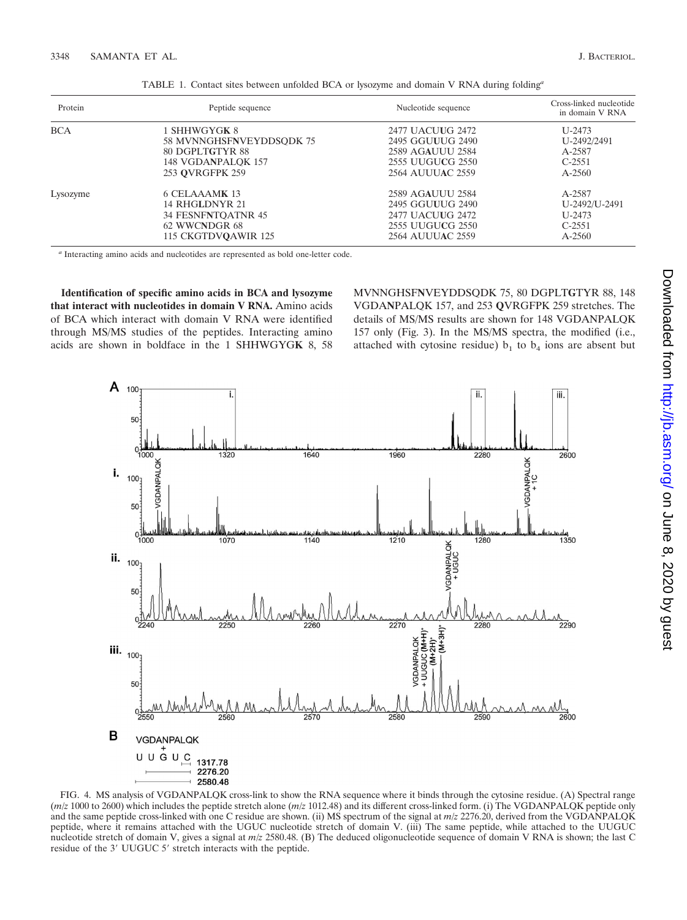TABLE 1. Contact sites between unfolded BCA or lysozyme and domain V RNA during folding[a]

| Protein | Peptide sequence | Nucleotide sequence | Cross-linked nucleotide in domain V RNA |
|---|---|---|---|
| BCA | 1 SHHWGYG**K** 8 | 2477 UAC**U**UG 2472 | U-2473 |
| | 58 MVNNGHSF**N**VEYDDSQDK 75 | 2495 GGU**UU**G 2490 | U-2492/2491 |
| | 80 DGPLT**G**TYR 88 | 2589 AG**A**UUU 2584 | A-2587 |
| | 148 VGDA**N**PALQK 157 | 2555 UUGU**C**G 2550 | C-2551 |
| | 253 **Q**VRGFPK 259 | 2564 AUUU**A**C 2559 | A-2560 |
| Lysozyme | 6 CELAAAM**K** 13 | 2589 AG**A**UUU 2584 | A-2587 |
| | 14 RHG**L**DNYR 21 | 2495 GGU**UU**G 2490 | U-2492/U-2491 |
| | 34 FESNF**N**TQATNR 45 | 2477 UAC**U**UG 2472 | U-2473 |
| | 62 WWC**N**DGR 68 | 2555 UUGU**C**G 2550 | C-2551 |
| | 115 CKGTDV**Q**AWIR 125 | 2564 AUUU**A**C 2559 | A-2560 |

[a] Interacting amino acids and nucleotides are represented as bold one-letter code.

**Identification of specific amino acids in BCA and lysozyme that interact with nucleotides in domain V RNA.** Amino acids of BCA which interact with domain V RNA were identified through MS/MS studies of the peptides. Interacting amino acids are shown in boldface in the 1 SHHWGYG**K** 8, 58 MVNNGHSF**N**VEYDDSQDK 75, 80 DGPLT**G**TYR 88, 148 VGDA**N**PALQK 157, and 253 **Q**VRGFPK 259 stretches. The details of MS/MS results are shown for 148 VGDANPALQK 157 only (Fig. 3). In the MS/MS spectra, the modified (i.e., attached with cytosine residue) $b_1$ to $b_4$ ions are absent but

FIG. 4. MS analysis of VGDANPALQK cross-link to show the RNA sequence where it binds through the cytosine residue. (A) Spectral range (*m/z* 1000 to 2600) which includes the peptide stretch alone (*m/z* 1012.48) and its different cross-linked form. (i) The VGDANPALQK peptide only and the same peptide cross-linked with one C residue are shown. (ii) MS spectrum of the signal at *m/z* 2276.20, derived from the VGDANPALQK peptide, where it remains attached with the UGUC nucleotide stretch of domain V. (iii) The same peptide, while attached to the UUGUC nucleotide stretch of domain V, gives a signal at *m/z* 2580.48. (B) The deduced oligonucleotide sequence of domain V RNA is shown; the last C residue of the 3′ UUGUC 5′ stretch interacts with the peptide.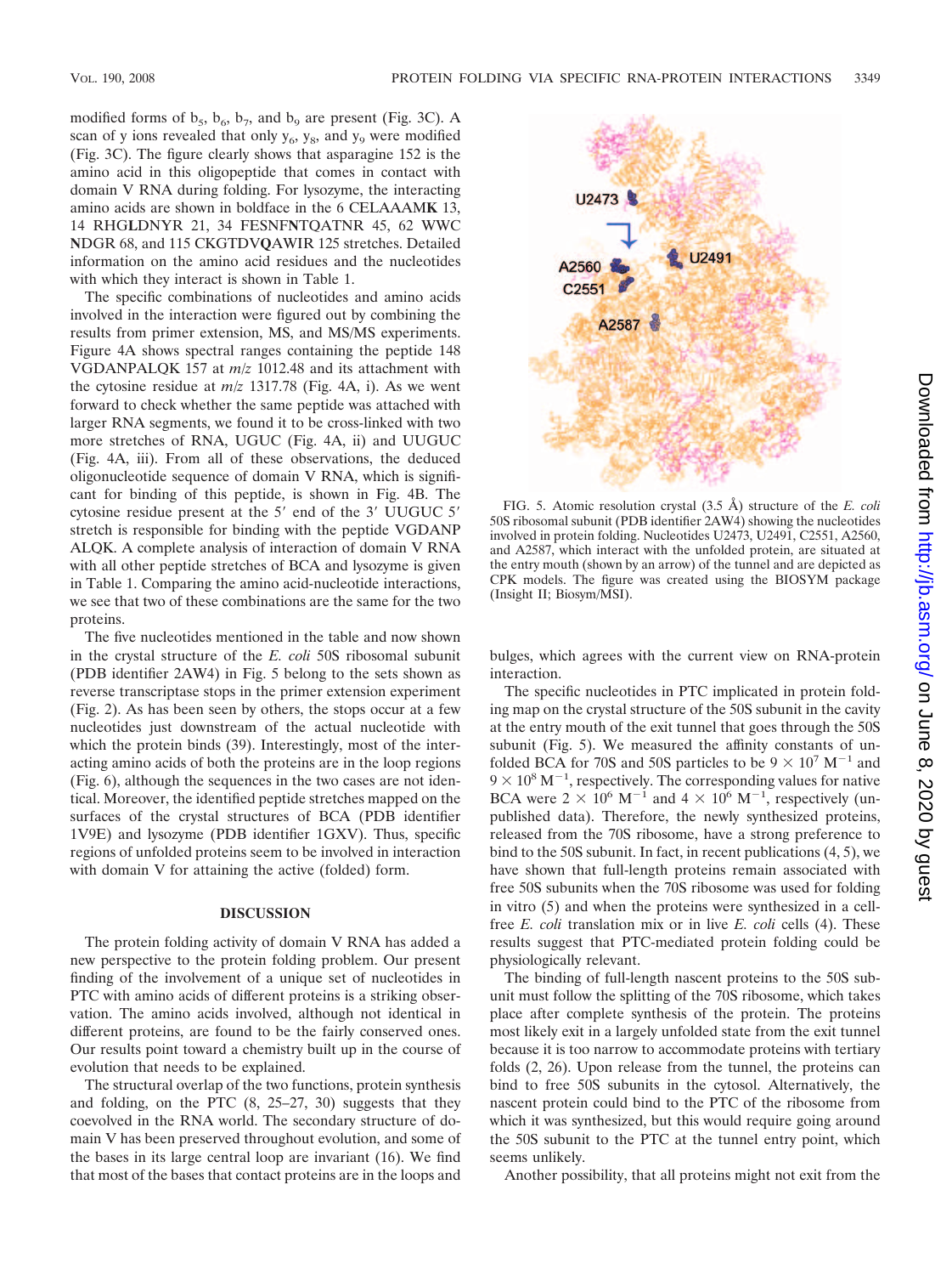modified forms of $b_5$, $b_6$, $b_7$, and $b_9$ are present (Fig. 3C). A scan of y ions revealed that only $y_6$, $y_8$, and $y_9$ were modified (Fig. 3C). The figure clearly shows that asparagine 152 is the amino acid in this oligopeptide that comes in contact with domain V RNA during folding. For lysozyme, the interacting amino acids are shown in boldface in the 6 CELAAAM**K** 13, 14 RHG**L**DNYR 21, 34 FESNF**N**TQATNR 45, 62 WWC **N**DGR 68, and 115 CKGTDV**Q**AWIR 125 stretches. Detailed information on the amino acid residues and the nucleotides with which they interact is shown in Table 1.

The specific combinations of nucleotides and amino acids involved in the interaction were figured out by combining the results from primer extension, MS, and MS/MS experiments. Figure 4A shows spectral ranges containing the peptide 148 VGDANPALQK 157 at *m*/*z* 1012.48 and its attachment with the cytosine residue at *m*/*z* 1317.78 (Fig. 4A, i). As we went forward to check whether the same peptide was attached with larger RNA segments, we found it to be cross-linked with two more stretches of RNA, UGUC (Fig. 4A, ii) and UUGUC (Fig. 4A, iii). From all of these observations, the deduced oligonucleotide sequence of domain V RNA, which is significant for binding of this peptide, is shown in Fig. 4B. The cytosine residue present at the 5′ end of the 3′ UUGUC 5′ stretch is responsible for binding with the peptide VGDANP ALQK. A complete analysis of interaction of domain V RNA with all other peptide stretches of BCA and lysozyme is given in Table 1. Comparing the amino acid-nucleotide interactions, we see that two of these combinations are the same for the two proteins.

The five nucleotides mentioned in the table and now shown in the crystal structure of the *E. coli* 50S ribosomal subunit (PDB identifier 2AW4) in Fig. 5 belong to the sets shown as reverse transcriptase stops in the primer extension experiment (Fig. 2). As has been seen by others, the stops occur at a few nucleotides just downstream of the actual nucleotide with which the protein binds (39). Interestingly, most of the interacting amino acids of both the proteins are in the loop regions (Fig. 6), although the sequences in the two cases are not identical. Moreover, the identified peptide stretches mapped on the surfaces of the crystal structures of BCA (PDB identifier 1V9E) and lysozyme (PDB identifier 1GXV). Thus, specific regions of unfolded proteins seem to be involved in interaction with domain V for attaining the active (folded) form.

## DISCUSSION

The protein folding activity of domain V RNA has added a new perspective to the protein folding problem. Our present finding of the involvement of a unique set of nucleotides in PTC with amino acids of different proteins is a striking observation. The amino acids involved, although not identical in different proteins, are found to be the fairly conserved ones. Our results point toward a chemistry built up in the course of evolution that needs to be explained.

The structural overlap of the two functions, protein synthesis and folding, on the PTC (8, 25–27, 30) suggests that they coevolved in the RNA world. The secondary structure of domain V has been preserved throughout evolution, and some of the bases in its large central loop are invariant (16). We find that most of the bases that contact proteins are in the loops and bulges, which agrees with the current view on RNA-protein interaction.

FIG. 5. Atomic resolution crystal (3.5 Å) structure of the *E. coli* 50S ribosomal subunit (PDB identifier 2AW4) showing the nucleotides involved in protein folding. Nucleotides U2473, U2491, C2551, A2560, and A2587, which interact with the unfolded protein, are situated at the entry mouth (shown by an arrow) of the tunnel and are depicted as CPK models. The figure was created using the BIOSYM package (Insight II; Biosym/MSI).

The specific nucleotides in PTC implicated in protein folding map on the crystal structure of the 50S subunit in the cavity at the entry mouth of the exit tunnel that goes through the 50S subunit (Fig. 5). We measured the affinity constants of unfolded BCA for 70S and 50S particles to be $9 \times 10^7$ $M^{-1}$ and $9 \times 10^8$ $M^{-1}$, respectively. The corresponding values for native BCA were $2 \times 10^6$ $M^{-1}$ and $4 \times 10^6$ $M^{-1}$, respectively (unpublished data). Therefore, the newly synthesized proteins, released from the 70S ribosome, have a strong preference to bind to the 50S subunit. In fact, in recent publications (4, 5), we have shown that full-length proteins remain associated with free 50S subunits when the 70S ribosome was used for folding in vitro (5) and when the proteins were synthesized in a cell-free *E. coli* translation mix or in live *E. coli* cells (4). These results suggest that PTC-mediated protein folding could be physiologically relevant.

The binding of full-length nascent proteins to the 50S subunit must follow the splitting of the 70S ribosome, which takes place after complete synthesis of the protein. The proteins most likely exit in a largely unfolded state from the exit tunnel because it is too narrow to accommodate proteins with tertiary folds (2, 26). Upon release from the tunnel, the proteins can bind to free 50S subunits in the cytosol. Alternatively, the nascent protein could bind to the PTC of the ribosome from which it was synthesized, but this would require going around the 50S subunit to the PTC at the tunnel entry point, which seems unlikely.

Another possibility, that all proteins might not exit from the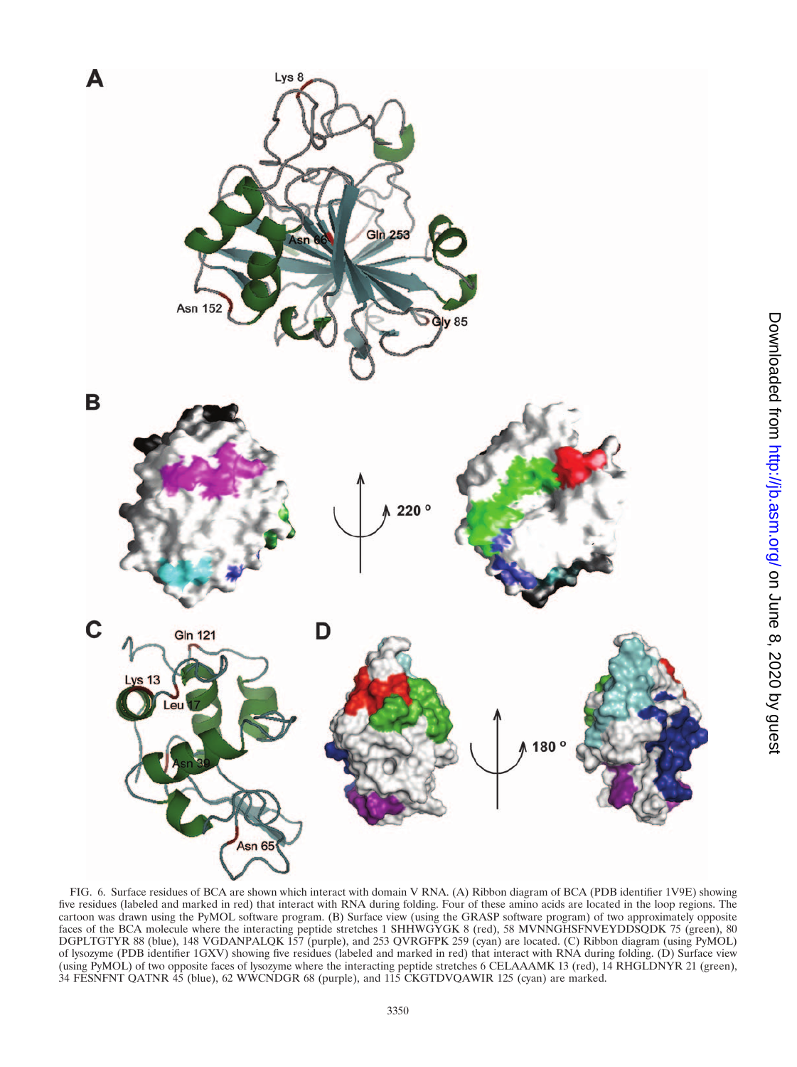FIG. 6. Surface residues of BCA are shown which interact with domain V RNA. (A) Ribbon diagram of BCA (PDB identifier 1V9E) showing five residues (labeled and marked in red) that interact with RNA during folding. Four of these amino acids are located in the loop regions. The cartoon was drawn using the PyMOL software program. (B) Surface view (using the GRASP software program) of two approximately opposite faces of the BCA molecule where the interacting peptide stretches 1 SHHWGYGK 8 (red), 58 MVNNGHSFNVEYDDSQDK 75 (green), 80 DGPLTGTYR 88 (blue), 148 VGDANPALQK 157 (purple), and 253 QVRGFPK 259 (cyan) are located. (C) Ribbon diagram (using PyMOL) of lysozyme (PDB identifier 1GXV) showing five residues (labeled and marked in red) that interact with RNA during folding. (D) Surface view (using PyMOL) of two opposite faces of lysozyme where the interacting peptide stretches 6 CELAAAMK 13 (red), 14 RHGLDNYR 21 (green), 34 FESNFNT QATNR 45 (blue), 62 WWCNDGR 68 (purple), and 115 CKGTDVQAWIR 125 (cyan) are marked.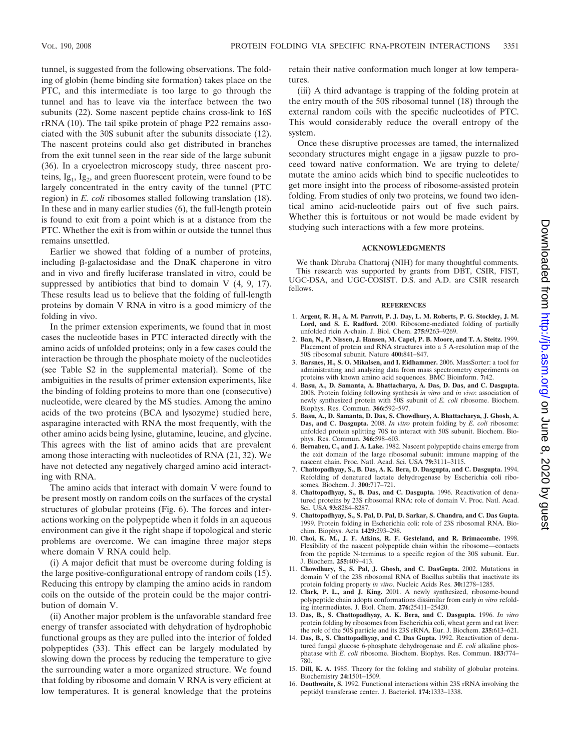tunnel, is suggested from the following observations. The folding of globin (heme binding site formation) takes place on the PTC, and this intermediate is too large to go through the tunnel and has to leave via the interface between the two subunits (22). Some nascent peptide chains cross-link to 16S rRNA (10). The tail spike protein of phage P22 remains associated with the 30S subunit after the subunits dissociate (12). The nascent proteins could also get distributed in branches from the exit tunnel seen in the rear side of the large subunit (36). In a cryoelectron microscopy study, three nascent proteins, $Ig_1$, $Ig_2$, and green fluorescent protein, were found to be largely concentrated in the entry cavity of the tunnel (PTC region) in *E. coli* ribosomes stalled following translation (18). In these and in many earlier studies (6), the full-length protein is found to exit from a point which is at a distance from the PTC. Whether the exit is from within or outside the tunnel thus remains unsettled.

Earlier we showed that folding of a number of proteins, including β-galactosidase and the DnaK chaperone in vitro and in vivo and firefly luciferase translated in vitro, could be suppressed by antibiotics that bind to domain V (4, 9, 17). These results lead us to believe that the folding of full-length proteins by domain V RNA in vitro is a good mimicry of the folding in vivo.

In the primer extension experiments, we found that in most cases the nucleotide bases in PTC interacted directly with the amino acids of unfolded proteins; only in a few cases could the interaction be through the phosphate moiety of the nucleotides (see Table S2 in the supplemental material). Some of the ambiguities in the results of primer extension experiments, like the binding of folding proteins to more than one (consecutive) nucleotide, were cleared by the MS studies. Among the amino acids of the two proteins (BCA and lysozyme) studied here, asparagine interacted with RNA the most frequently, with the other amino acids being lysine, glutamine, leucine, and glycine. This agrees with the list of amino acids that are prevalent among those interacting with nucleotides of RNA (21, 32). We have not detected any negatively charged amino acid interacting with RNA.

The amino acids that interact with domain V were found to be present mostly on random coils on the surfaces of the crystal structures of globular proteins (Fig. 6). The forces and interactions working on the polypeptide when it folds in an aqueous environment can give it the right shape if topological and steric problems are overcome. We can imagine three major steps where domain V RNA could help.

(i) A major deficit that must be overcome during folding is the large positive-configurational entropy of random coils (15). Reducing this entropy by clamping the amino acids in random coils on the outside of the protein could be the major contribution of domain V.

(ii) Another major problem is the unfavorable standard free energy of transfer associated with dehydration of hydrophobic functional groups as they are pulled into the interior of folded polypeptides (33). This effect can be largely modulated by slowing down the process by reducing the temperature to give the surrounding water a more organized structure. We found that folding by ribosome and domain V RNA is very efficient at low temperatures. It is general knowledge that the proteins retain their native conformation much longer at low temperatures.

(iii) A third advantage is trapping of the folding protein at the entry mouth of the 50S ribosomal tunnel (18) through the external random coils with the specific nucleotides of PTC. This would considerably reduce the overall entropy of the system.

Once these disruptive processes are tamed, the internalized secondary structures might engage in a jigsaw puzzle to proceed toward native conformation. We are trying to delete/mutate the amino acids which bind to specific nucleotides to get more insight into the process of ribosome-assisted protein folding. From studies of only two proteins, we found two identical amino acid-nucleotide pairs out of five such pairs. Whether this is fortuitous or not would be made evident by studying such interactions with a few more proteins.

## ACKNOWLEDGMENTS

We thank Dhruba Chattoraj (NIH) for many thoughtful comments. This research was supported by grants from DBT, CSIR, FIST, UGC-DSA, and UGC-COSIST. D.S. and A.D. are CSIR research fellows.

## REFERENCES

1. **Argent, R. H., A. M. Parrott, P. J. Day, L. M. Roberts, P. G. Stockley, J. M. Lord, and S. E. Radford.** 2000. Ribosome-mediated folding of partially unfolded ricin A-chain. J. Biol. Chem. **275:**9263–9269.
2. **Ban, N., P. Nissen, J. Hansen, M. Capel, P. B. Moore, and T. A. Steitz.** 1999. Placement of protein and RNA structures into a 5 A-resolution map of the 50S ribosomal subunit. Nature **400:**841–847.
3. **Barsnes, H., S. O. Mikalsen, and I. Eidhammer.** 2006. MassSorter: a tool for administrating and analyzing data from mass spectrometry experiments on proteins with known amino acid sequences. BMC Bioinform. **7:**42.
4. **Basu, A., D. Samanta, A. Bhattacharya, A. Das, D. Das, and C. Dasgupta.** 2008. Protein folding following synthesis *in vitro* and *in vivo*: association of newly synthesized protein with 50S subunit of *E. coli* ribosome. Biochem. Biophys. Res. Commun. **366:**592–597.
5. **Basu, A., D. Samanta, D. Das, S. Chowdhury, A. Bhattacharya, J. Ghosh, A. Das, and C. Dasgupta.** 2008. *In vitro* protein folding by *E. coli* ribosome: unfolded protein splitting 70S to interact with 50S subunit. Biochem. Biophys. Res. Commun. **366:**598–603.
6. **Bernabeu, C., and J. A. Lake.** 1982. Nascent polypeptide chains emerge from the exit domain of the large ribosomal subunit: immune mapping of the nascent chain. Proc. Natl. Acad. Sci. USA **79:**3111–3115.
7. **Chattopadhyay, S., B. Das, A. K. Bera, D. Dasgupta, and C. Dasgupta.** 1994. Refolding of denatured lactate dehydrogenase by Escherichia coli ribosomes. Biochem. J. **300:**717–721.
8. **Chattopadhyay, S., B. Das, and C. Dasgupta.** 1996. Reactivation of denatured proteins by 23S ribosomal RNA: role of domain V. Proc. Natl. Acad. Sci. USA **93:**8284–8287.
9. **Chattopadhyay, S., S. Pal, D. Pal, D. Sarkar, S. Chandra, and C. Das Gupta.** 1999. Protein folding in Escherichia coli: role of 23S ribosomal RNA. Biochim. Biophys. Acta **1429:**293–298.
10. **Choi, K. M., J. F. Atkins, R. F. Gesteland, and R. Brimacombe.** 1998. Flexibility of the nascent polypeptide chain within the ribosome—contacts from the peptide N-terminus to a specific region of the 30S subunit. Eur. J. Biochem. **255:**409–413.
11. **Chowdhury, S., S. Pal, J. Ghosh, and C. DasGupta.** 2002. Mutations in domain V of the 23S ribosomal RNA of Bacillus subtilis that inactivate its protein folding property *in vitro*. Nucleic Acids Res. **30:**1278–1285.
12. **Clark, P. L., and J. King.** 2001. A newly synthesized, ribosome-bound polypeptide chain adopts conformations dissimilar from early *in vitro* refolding intermediates. J. Biol. Chem. **276:**25411–25420.
13. **Das, B., S. Chattopadhyay, A. K. Bera, and C. Dasgupta.** 1996. *In vitro* protein folding by ribosomes from Escherichia coli, wheat germ and rat liver: the role of the 50S particle and its 23S rRNA. Eur. J. Biochem. **235:**613–621.
14. **Das, B., S. Chattopadhyay, and C. Das Gupta.** 1992. Reactivation of denatured fungal glucose 6-phosphate dehydrogenase and *E. coli* alkaline phosphatase with *E. coli* ribosome. Biochem. Biophys. Res. Commun. **183:**774–780.
15. **Dill, K. A.** 1985. Theory for the folding and stability of globular proteins. Biochemistry **24:**1501–1509.
16. **Douthwaite, S.** 1992. Functional interactions within 23S rRNA involving the peptidyl transferase center. J. Bacteriol. **174:**1333–1338.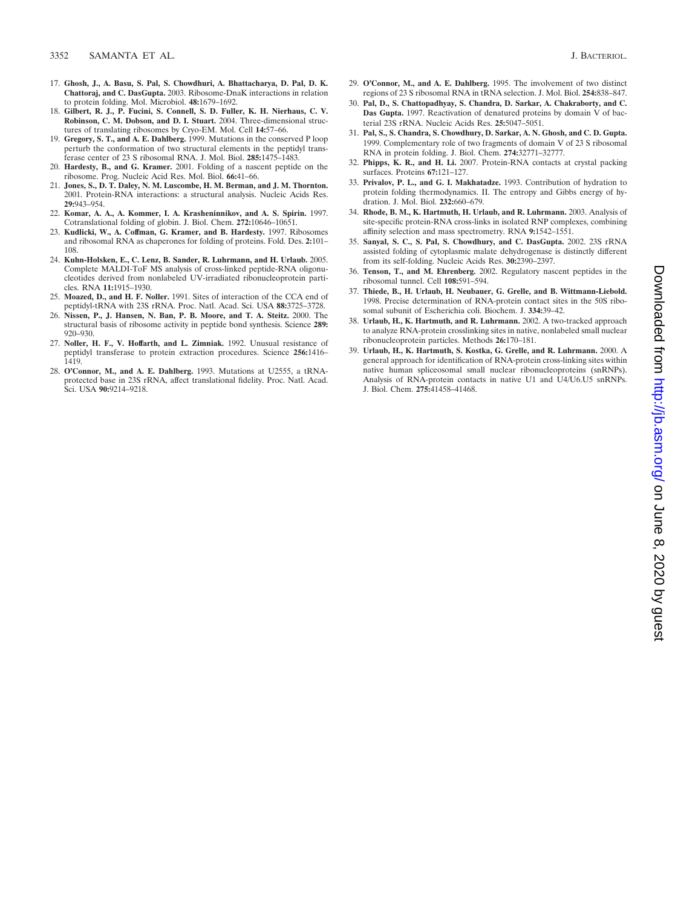17. **Ghosh, J., A. Basu, S. Pal, S. Chowdhuri, A. Bhattacharya, D. Pal, D. K. Chattoraj, and C. DasGupta.** 2003. Ribosome-DnaK interactions in relation to protein folding. Mol. Microbiol. **48:**1679–1692.
18. **Gilbert, R. J., P. Fucini, S. Connell, S. D. Fuller, K. H. Nierhaus, C. V. Robinson, C. M. Dobson, and D. I. Stuart.** 2004. Three-dimensional structures of translating ribosomes by Cryo-EM. Mol. Cell **14:**57–66.
19. **Gregory, S. T., and A. E. Dahlberg.** 1999. Mutations in the conserved P loop perturb the conformation of two structural elements in the peptidyl transferase center of 23 S ribosomal RNA. J. Mol. Biol. **285:**1475–1483.
20. **Hardesty, B., and G. Kramer.** 2001. Folding of a nascent peptide on the ribosome. Prog. Nucleic Acid Res. Mol. Biol. **66:**41–66.
21. **Jones, S., D. T. Daley, N. M. Luscombe, H. M. Berman, and J. M. Thornton.** 2001. Protein-RNA interactions: a structural analysis. Nucleic Acids Res. **29:**943–954.
22. **Komar, A. A., A. Kommer, I. A. Krasheninnikov, and A. S. Spirin.** 1997. Cotranslational folding of globin. J. Biol. Chem. **272:**10646–10651.
23. **Kudlicki, W., A. Coffman, G. Kramer, and B. Hardesty.** 1997. Ribosomes and ribosomal RNA as chaperones for folding of proteins. Fold. Des. **2:**101–108.
24. **Kuhn-Holsken, E., C. Lenz, B. Sander, R. Luhrmann, and H. Urlaub.** 2005. Complete MALDI-ToF MS analysis of cross-linked peptide-RNA oligonucleotides derived from nonlabeled UV-irradiated ribonucleoprotein particles. RNA **11:**1915–1930.
25. **Moazed, D., and H. F. Noller.** 1991. Sites of interaction of the CCA end of peptidyl-tRNA with 23S rRNA. Proc. Natl. Acad. Sci. USA **88:**3725–3728.
26. **Nissen, P., J. Hansen, N. Ban, P. B. Moore, and T. A. Steitz.** 2000. The structural basis of ribosome activity in peptide bond synthesis. Science **289:**920–930.
27. **Noller, H. F., V. Hoffarth, and L. Zimniak.** 1992. Unusual resistance of peptidyl transferase to protein extraction procedures. Science **256:**1416–1419.
28. **O'Connor, M., and A. E. Dahlberg.** 1993. Mutations at U2555, a tRNA-protected base in 23S rRNA, affect translational fidelity. Proc. Natl. Acad. Sci. USA **90:**9214–9218.
29. **O'Connor, M., and A. E. Dahlberg.** 1995. The involvement of two distinct regions of 23 S ribosomal RNA in tRNA selection. J. Mol. Biol. **254:**838–847.
30. **Pal, D., S. Chattopadhyay, S. Chandra, D. Sarkar, A. Chakraborty, and C. Das Gupta.** 1997. Reactivation of denatured proteins by domain V of bacterial 23S rRNA. Nucleic Acids Res. **25:**5047–5051.
31. **Pal, S., S. Chandra, S. Chowdhury, D. Sarkar, A. N. Ghosh, and C. D. Gupta.** 1999. Complementary role of two fragments of domain V of 23 S ribosomal RNA in protein folding. J. Biol. Chem. **274:**32771–32777.
32. **Phipps, K. R., and H. Li.** 2007. Protein-RNA contacts at crystal packing surfaces. Proteins **67:**121–127.
33. **Privalov, P. L., and G. I. Makhatadze.** 1993. Contribution of hydration to protein folding thermodynamics. II. The entropy and Gibbs energy of hydration. J. Mol. Biol. **232:**660–679.
34. **Rhode, B. M., K. Hartmuth, H. Urlaub, and R. Luhrmann.** 2003. Analysis of site-specific protein-RNA cross-links in isolated RNP complexes, combining affinity selection and mass spectrometry. RNA **9:**1542–1551.
35. **Sanyal, S. C., S. Pal, S. Chowdhury, and C. DasGupta.** 2002. 23S rRNA assisted folding of cytoplasmic malate dehydrogenase is distinctly different from its self-folding. Nucleic Acids Res. **30:**2390–2397.
36. **Tenson, T., and M. Ehrenberg.** 2002. Regulatory nascent peptides in the ribosomal tunnel. Cell **108:**591–594.
37. **Thiede, B., H. Urlaub, H. Neubauer, G. Grelle, and B. Wittmann-Liebold.** 1998. Precise determination of RNA-protein contact sites in the 50S ribosomal subunit of Escherichia coli. Biochem. J. **334:**39–42.
38. **Urlaub, H., K. Hartmuth, and R. Luhrmann.** 2002. A two-tracked approach to analyze RNA-protein crosslinking sites in native, nonlabeled small nuclear ribonucleoprotein particles. Methods **26:**170–181.
39. **Urlaub, H., K. Hartmuth, S. Kostka, G. Grelle, and R. Luhrmann.** 2000. A general approach for identification of RNA-protein cross-linking sites within native human spliceosomal small nuclear ribonucleoproteins (snRNPs). Analysis of RNA-protein contacts in native U1 and U4/U6.U5 snRNPs. J. Biol. Chem. **275:**41458–41468.